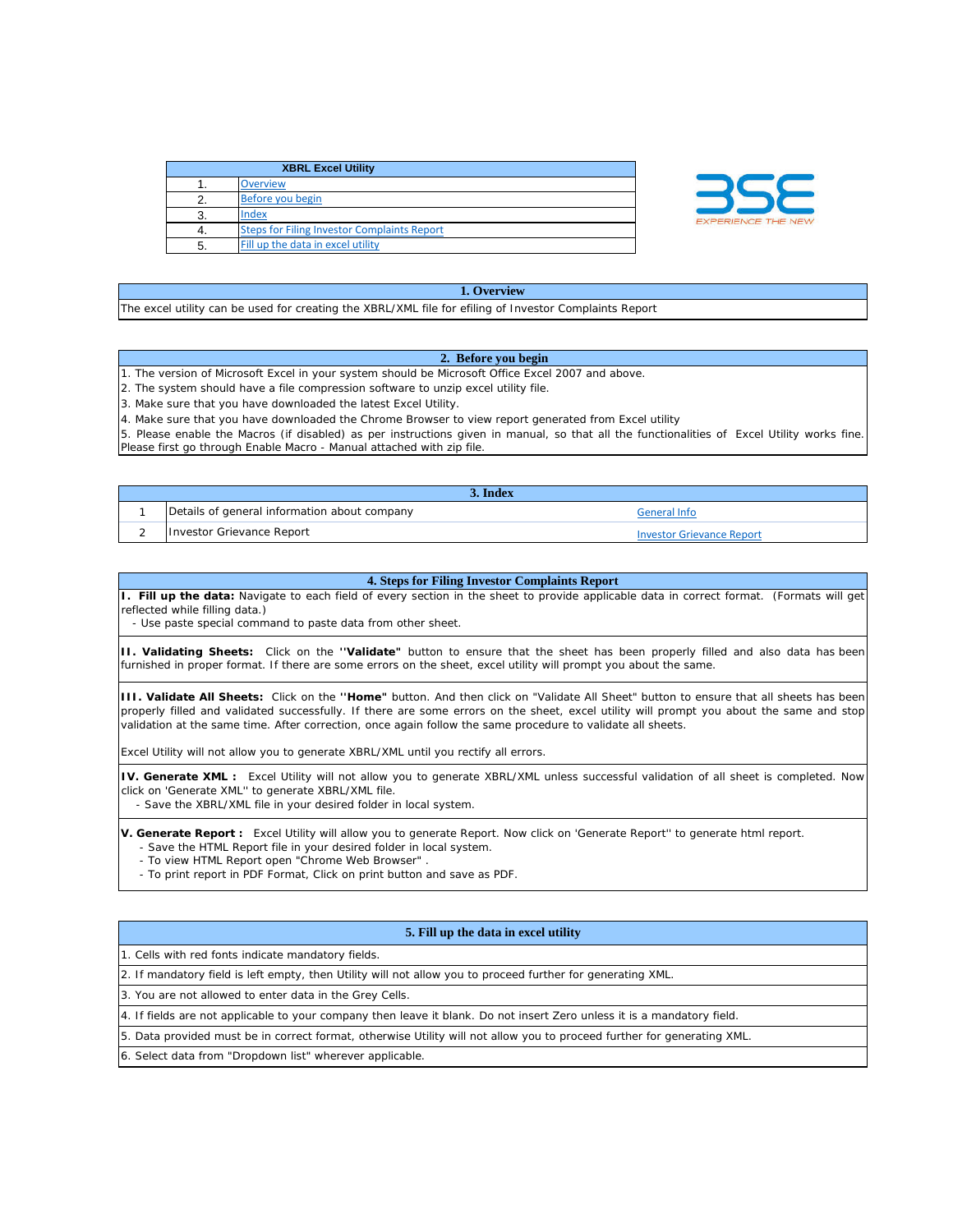| XBRL Excel Utility | |
|---|---|
| 1. | Overview |
| 2. | Before you begin |
| 3. | Index |
| 4. | Steps for Filing Investor Complaints Report |
| 5. | Fill up the data in excel utility |

BSE
EXPERIENCE THE NEW

## 1. Overview

The excel utility can be used for creating the XBRL/XML file for efiling of Investor Complaints Report

## 2. Before you begin

1. The version of Microsoft Excel in your system should be Microsoft Office Excel 2007 and above.
2. The system should have a file compression software to unzip excel utility file.
3. Make sure that you have downloaded the latest Excel Utility.
4. Make sure that you have downloaded the Chrome Browser to view report generated from Excel utility
5. Please enable the Macros (if disabled) as per instructions given in manual, so that all the functionalities of Excel Utility works fine. Please first go through Enable Macro - Manual attached with zip file.

## 3. Index

| | | |
|---|---|---|
| 1 | Details of general information about company | General Info |
| 2 | Investor Grievance Report | Investor Grievance Report |

## 4. Steps for Filing Investor Complaints Report

**I. Fill up the data:** Navigate to each field of every section in the sheet to provide applicable data in correct format. (Formats will get reflected while filling data.)
- Use paste special command to paste data from other sheet.

**II. Validating Sheets:** Click on the **''Validate"** button to ensure that the sheet has been properly filled and also data has been furnished in proper format. If there are some errors on the sheet, excel utility will prompt you about the same.

**III. Validate All Sheets:** Click on the **''Home"** button. And then click on "Validate All Sheet" button to ensure that all sheets has been properly filled and validated successfully. If there are some errors on the sheet, excel utility will prompt you about the same and stop validation at the same time. After correction, once again follow the same procedure to validate all sheets.

Excel Utility will not allow you to generate XBRL/XML until you rectify all errors.

**IV. Generate XML :** Excel Utility will not allow you to generate XBRL/XML unless successful validation of all sheet is completed. Now click on 'Generate XML'' to generate XBRL/XML file.
- Save the XBRL/XML file in your desired folder in local system.

**V. Generate Report :** Excel Utility will allow you to generate Report. Now click on 'Generate Report'' to generate html report.
- Save the HTML Report file in your desired folder in local system.
- To view HTML Report open "Chrome Web Browser" .
- To print report in PDF Format, Click on print button and save as PDF.

## 5. Fill up the data in excel utility

1. Cells with red fonts indicate mandatory fields.
2. If mandatory field is left empty, then Utility will not allow you to proceed further for generating XML.
3. You are not allowed to enter data in the Grey Cells.
4. If fields are not applicable to your company then leave it blank. Do not insert Zero unless it is a mandatory field.
5. Data provided must be in correct format, otherwise Utility will not allow you to proceed further for generating XML.
6. Select data from "Dropdown list" wherever applicable.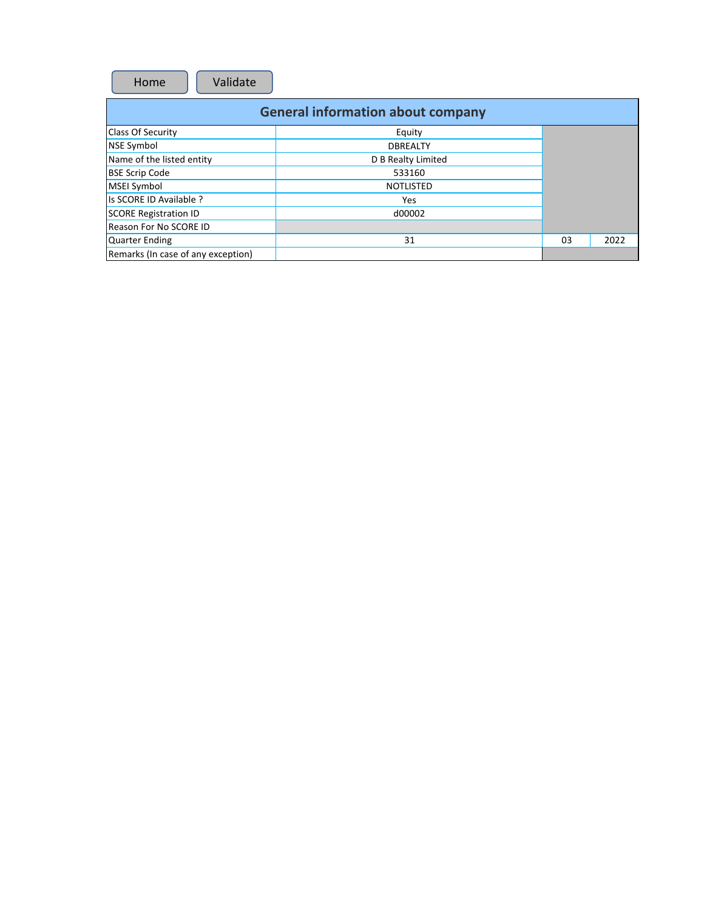Home | Validate

| General information about company | | | |
|---|---|---|---|
| Class Of Security | Equity | | |
| NSE Symbol | DBREALTY | | |
| Name of the listed entity | D B Realty Limited | | |
| BSE Scrip Code | 533160 | | |
| MSEI Symbol | NOTLISTED | | |
| Is SCORE ID Available ? | Yes | | |
| SCORE Registration ID | d00002 | | |
| Reason For No SCORE ID | | | |
| Quarter Ending | 31 | 03 | 2022 |
| Remarks (In case of any exception) | | | |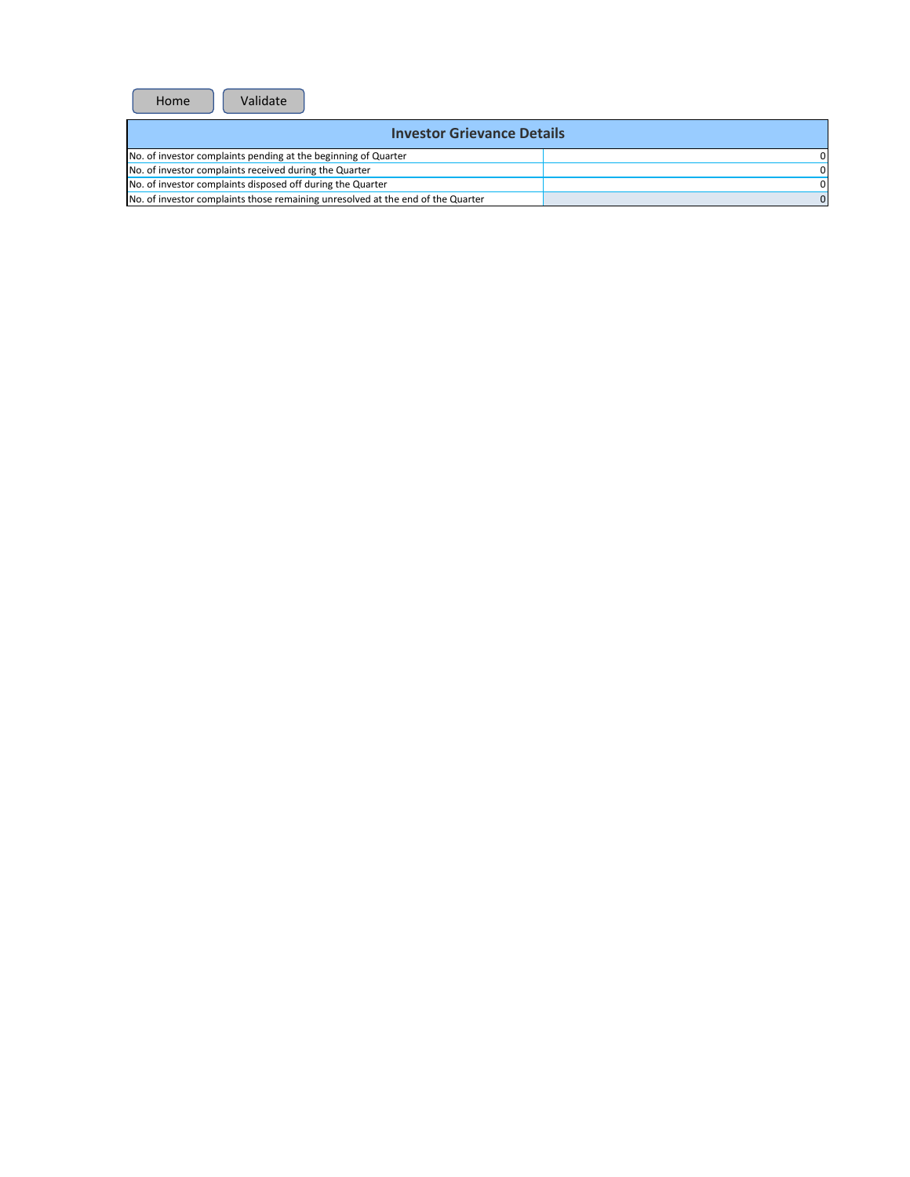Home Validate

| Investor Grievance Details | |
|---|---|
| No. of investor complaints pending at the beginning of Quarter | 0 |
| No. of investor complaints received during the Quarter | 0 |
| No. of investor complaints disposed off during the Quarter | 0 |
| No. of investor complaints those remaining unresolved at the end of the Quarter | 0 |